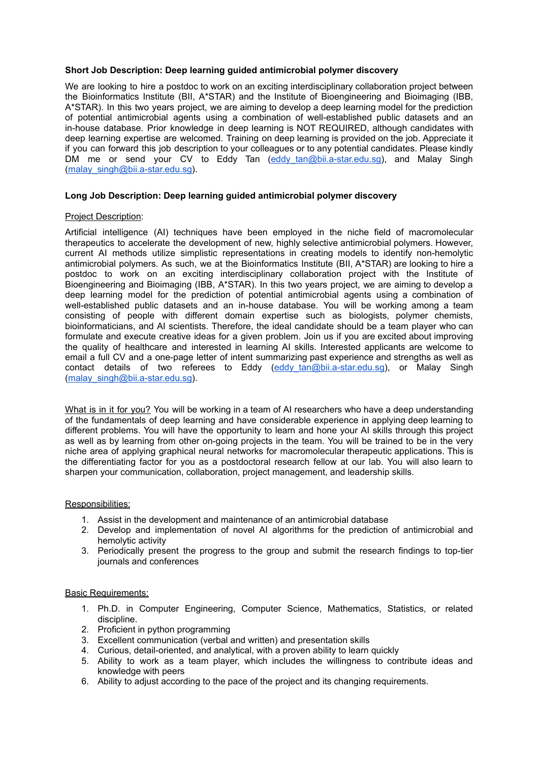**Short Job Description: Deep learning guided antimicrobial polymer discovery**

We are looking to hire a postdoc to work on an exciting interdisciplinary collaboration project between the Bioinformatics Institute (BII, A*STAR) and the Institute of Bioengineering and Bioimaging (IBB, A*STAR). In this two years project, we are aiming to develop a deep learning model for the prediction of potential antimicrobial agents using a combination of well-established public datasets and an in-house database. Prior knowledge in deep learning is NOT REQUIRED, although candidates with deep learning expertise are welcomed. Training on deep learning is provided on the job. Appreciate it if you can forward this job description to your colleagues or to any potential candidates. Please kindly DM me or send your CV to Eddy Tan (eddy_tan@bii.a-star.edu.sg), and Malay Singh (malay_singh@bii.a-star.edu.sg).

**Long Job Description: Deep learning guided antimicrobial polymer discovery**

Project Description:

Artificial intelligence (AI) techniques have been employed in the niche field of macromolecular therapeutics to accelerate the development of new, highly selective antimicrobial polymers. However, current AI methods utilize simplistic representations in creating models to identify non-hemolytic antimicrobial polymers. As such, we at the Bioinformatics Institute (BII, A*STAR) are looking to hire a postdoc to work on an exciting interdisciplinary collaboration project with the Institute of Bioengineering and Bioimaging (IBB, A*STAR). In this two years project, we are aiming to develop a deep learning model for the prediction of potential antimicrobial agents using a combination of well-established public datasets and an in-house database. You will be working among a team consisting of people with different domain expertise such as biologists, polymer chemists, bioinformaticians, and AI scientists. Therefore, the ideal candidate should be a team player who can formulate and execute creative ideas for a given problem. Join us if you are excited about improving the quality of healthcare and interested in learning AI skills. Interested applicants are welcome to email a full CV and a one-page letter of intent summarizing past experience and strengths as well as contact details of two referees to Eddy (eddy_tan@bii.a-star.edu.sg), or Malay Singh (malay_singh@bii.a-star.edu.sg).

What is in it for you? You will be working in a team of AI researchers who have a deep understanding of the fundamentals of deep learning and have considerable experience in applying deep learning to different problems. You will have the opportunity to learn and hone your AI skills through this project as well as by learning from other on-going projects in the team. You will be trained to be in the very niche area of applying graphical neural networks for macromolecular therapeutic applications. This is the differentiating factor for you as a postdoctoral research fellow at our lab. You will also learn to sharpen your communication, collaboration, project management, and leadership skills.

Responsibilities:

1. Assist in the development and maintenance of an antimicrobial database
2. Develop and implementation of novel AI algorithms for the prediction of antimicrobial and hemolytic activity
3. Periodically present the progress to the group and submit the research findings to top-tier journals and conferences

Basic Requirements:

1. Ph.D. in Computer Engineering, Computer Science, Mathematics, Statistics, or related discipline.
2. Proficient in python programming
3. Excellent communication (verbal and written) and presentation skills
4. Curious, detail-oriented, and analytical, with a proven ability to learn quickly
5. Ability to work as a team player, which includes the willingness to contribute ideas and knowledge with peers
6. Ability to adjust according to the pace of the project and its changing requirements.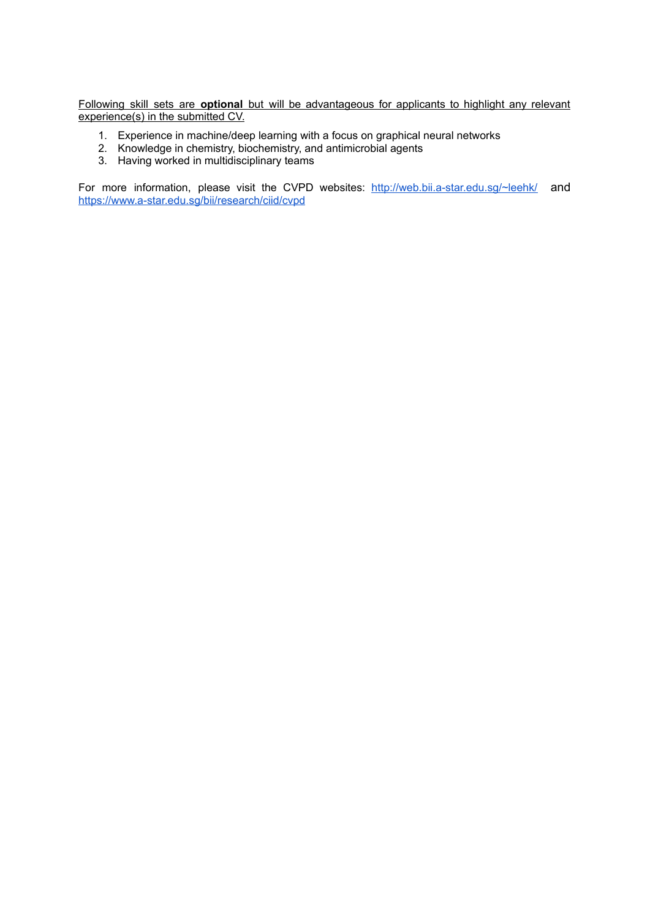Following skill sets are **optional** but will be advantageous for applicants to highlight any relevant experience(s) in the submitted CV.

1. Experience in machine/deep learning with a focus on graphical neural networks
2. Knowledge in chemistry, biochemistry, and antimicrobial agents
3. Having worked in multidisciplinary teams

For more information, please visit the CVPD websites: http://web.bii.a-star.edu.sg/~leehk/ and https://www.a-star.edu.sg/bii/research/ciid/cvpd